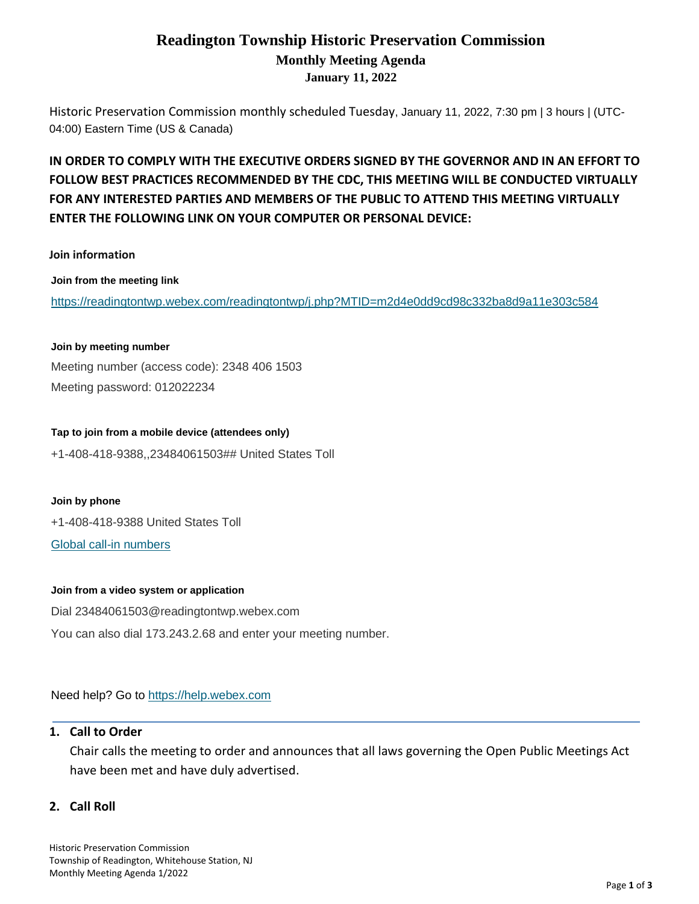# Readington Township Historic Preservation Commission

## Monthly Meeting Agenda

### January 11, 2022

Historic Preservation Commission monthly scheduled Tuesday, January 11, 2022, 7:30 pm | 3 hours | (UTC-04:00) Eastern Time (US & Canada)

**IN ORDER TO COMPLY WITH THE EXECUTIVE ORDERS SIGNED BY THE GOVERNOR AND IN AN EFFORT TO FOLLOW BEST PRACTICES RECOMMENDED BY THE CDC, THIS MEETING WILL BE CONDUCTED VIRTUALLY FOR ANY INTERESTED PARTIES AND MEMBERS OF THE PUBLIC TO ATTEND THIS MEETING VIRTUALLY ENTER THE FOLLOWING LINK ON YOUR COMPUTER OR PERSONAL DEVICE:**

**Join information**

**Join from the meeting link**

https://readingtontwp.webex.com/readingtontwp/j.php?MTID=m2d4e0dd9cd98c332ba8d9a11e303c584

**Join by meeting number**

Meeting number (access code): 2348 406 1503

Meeting password: 012022234

**Tap to join from a mobile device (attendees only)**

+1-408-418-9388,,23484061503## United States Toll

**Join by phone**

+1-408-418-9388 United States Toll

Global call-in numbers

**Join from a video system or application**

Dial 23484061503@readingtontwp.webex.com

You can also dial 173.243.2.68 and enter your meeting number.

Need help? Go to https://help.webex.com

---

1. **Call to Order**

   Chair calls the meeting to order and announces that all laws governing the Open Public Meetings Act have been met and have duly advertised.

2. **Call Roll**

Historic Preservation Commission
Township of Readington, Whitehouse Station, NJ
Monthly Meeting Agenda 1/2022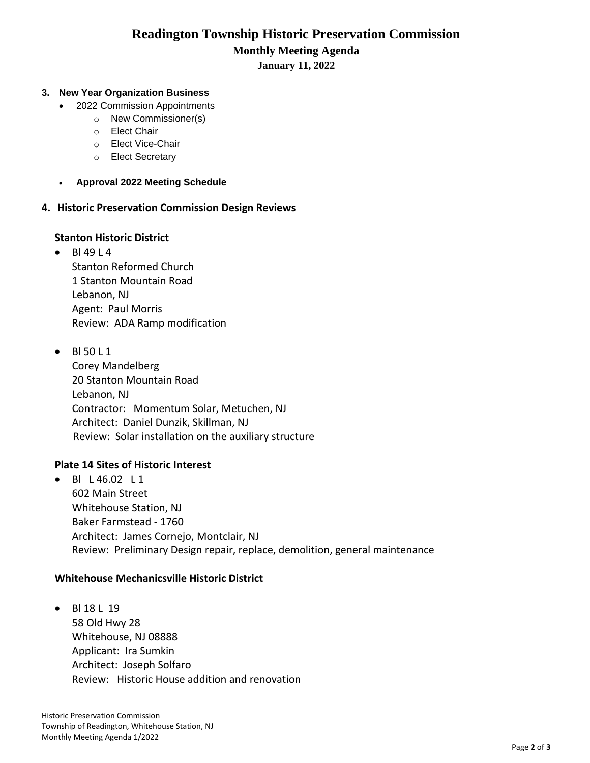# Readington Township Historic Preservation Commission

## Monthly Meeting Agenda

### January 11, 2022

**3. New Year Organization Business**

- 2022 Commission Appointments
  - New Commissioner(s)
  - Elect Chair
  - Elect Vice-Chair
  - Elect Secretary

- **Approval 2022 Meeting Schedule**

**4. Historic Preservation Commission Design Reviews**

**Stanton Historic District**

- Bl 49 L 4
  Stanton Reformed Church
  1 Stanton Mountain Road
  Lebanon, NJ
  Agent: Paul Morris
  Review: ADA Ramp modification

- Bl 50 L 1
  Corey Mandelberg
  20 Stanton Mountain Road
  Lebanon, NJ
  Contractor: Momentum Solar, Metuchen, NJ
  Architect: Daniel Dunzik, Skillman, NJ
  Review: Solar installation on the auxiliary structure

**Plate 14 Sites of Historic Interest**

- Bl L 46.02 L 1
  602 Main Street
  Whitehouse Station, NJ
  Baker Farmstead - 1760
  Architect: James Cornejo, Montclair, NJ
  Review: Preliminary Design repair, replace, demolition, general maintenance

**Whitehouse Mechanicsville Historic District**

- Bl 18 L 19
  58 Old Hwy 28
  Whitehouse, NJ 08888
  Applicant: Ira Sumkin
  Architect: Joseph Solfaro
  Review: Historic House addition and renovation

Historic Preservation Commission
Township of Readington, Whitehouse Station, NJ
Monthly Meeting Agenda 1/2022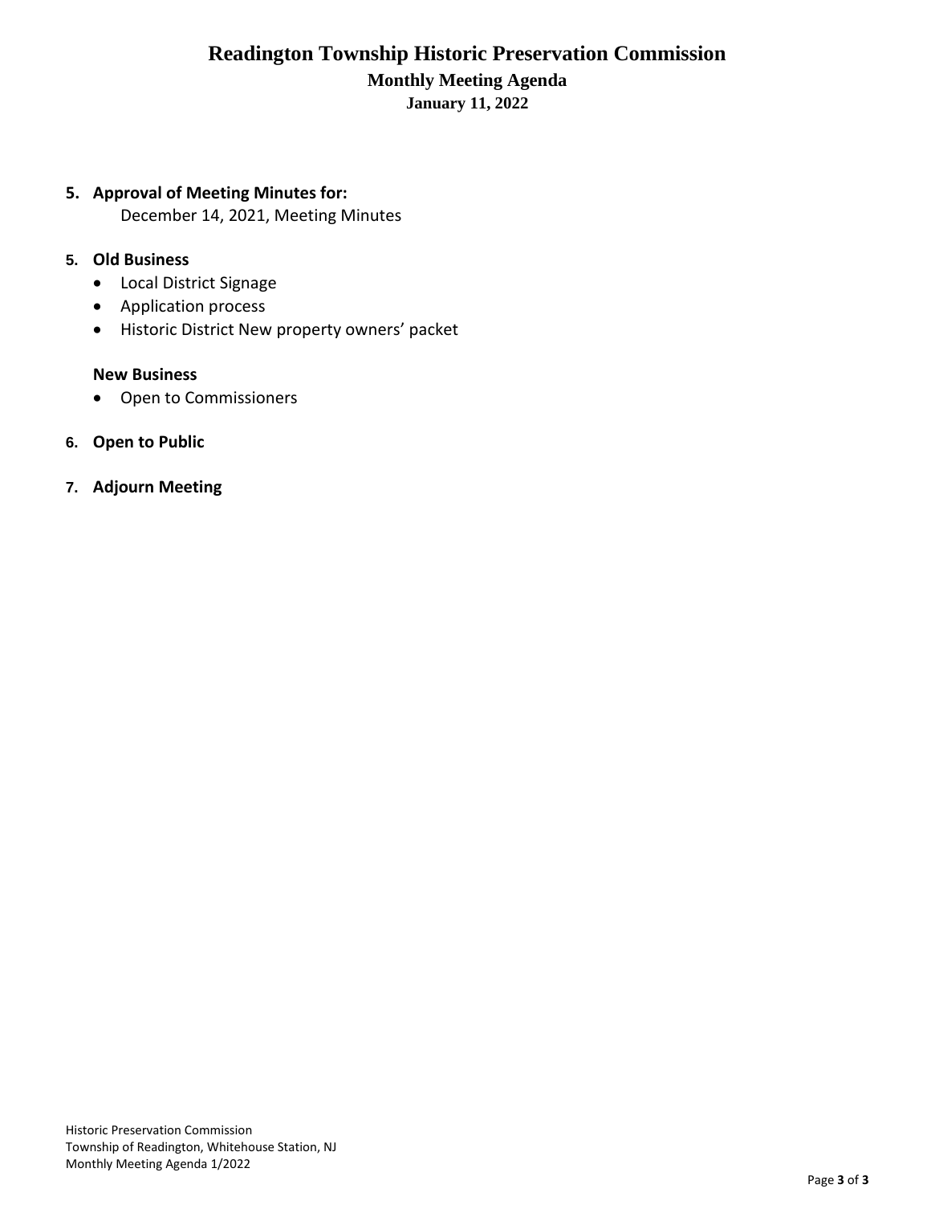# Readington Township Historic Preservation Commission

## Monthly Meeting Agenda

### January 11, 2022

**5. Approval of Meeting Minutes for:**

December 14, 2021, Meeting Minutes

**5. Old Business**

- Local District Signage
- Application process
- Historic District New property owners' packet

**New Business**

- Open to Commissioners

**6. Open to Public**

**7. Adjourn Meeting**

Historic Preservation Commission
Township of Readington, Whitehouse Station, NJ
Monthly Meeting Agenda 1/2022